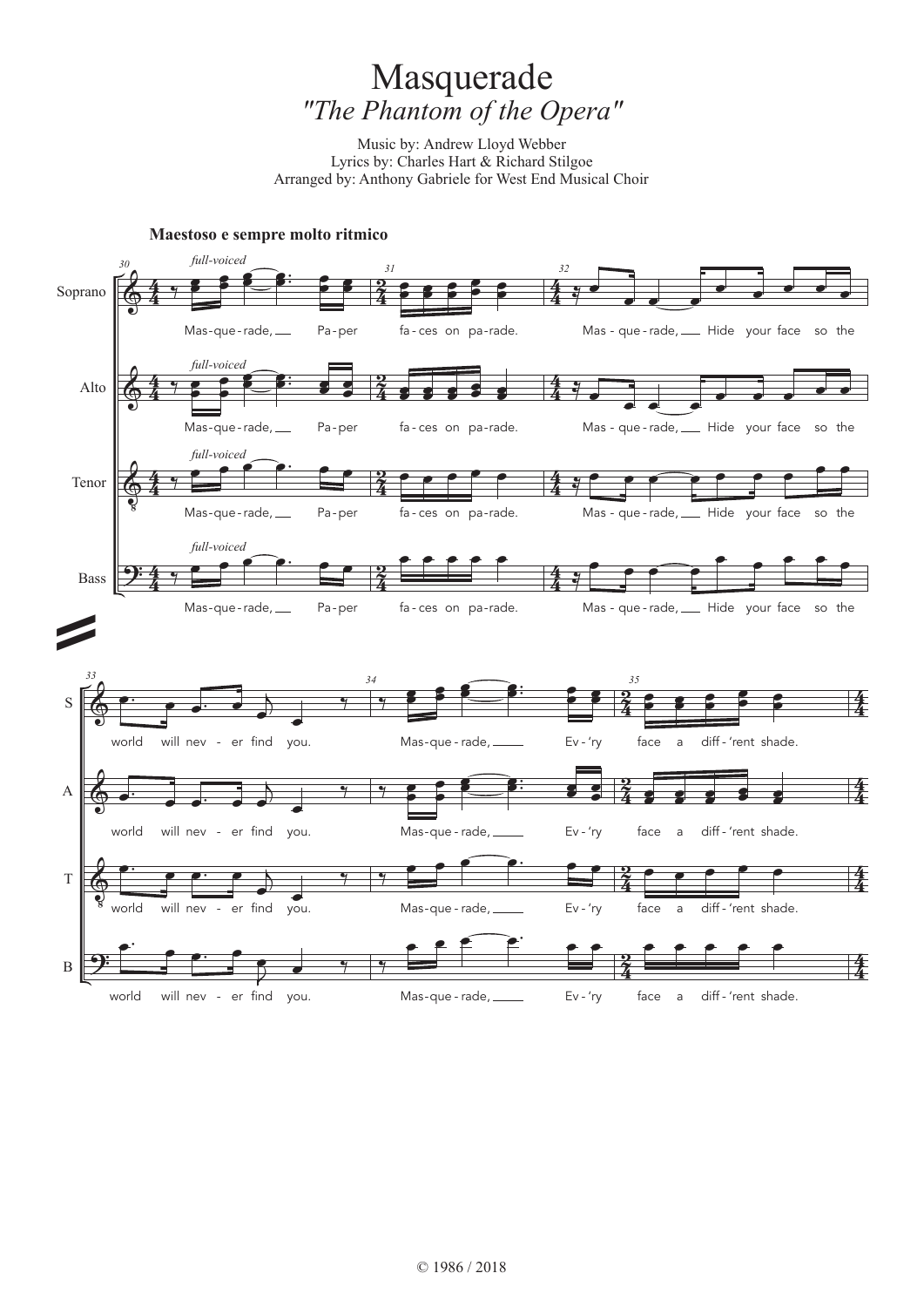# Masquerade

*"The Phantom of the Opera"*

Music by: Andrew Lloyd Webber
Lyrics by: Charles Hart & Richard Stilgoe
Arranged by: Anthony Gabriele for West End Musical Choir

**Maestoso e sempre molto ritmico**

*full-voiced*

Soprano, Alto, Tenor, Bass:

Mas-que-rade, Pa-per fa-ces on pa-rade. Mas - que - rade, Hide your face so the world will nev - er find you. Mas-que-rade, Ev - 'ry face a diff - 'rent shade.

© 1986 / 2018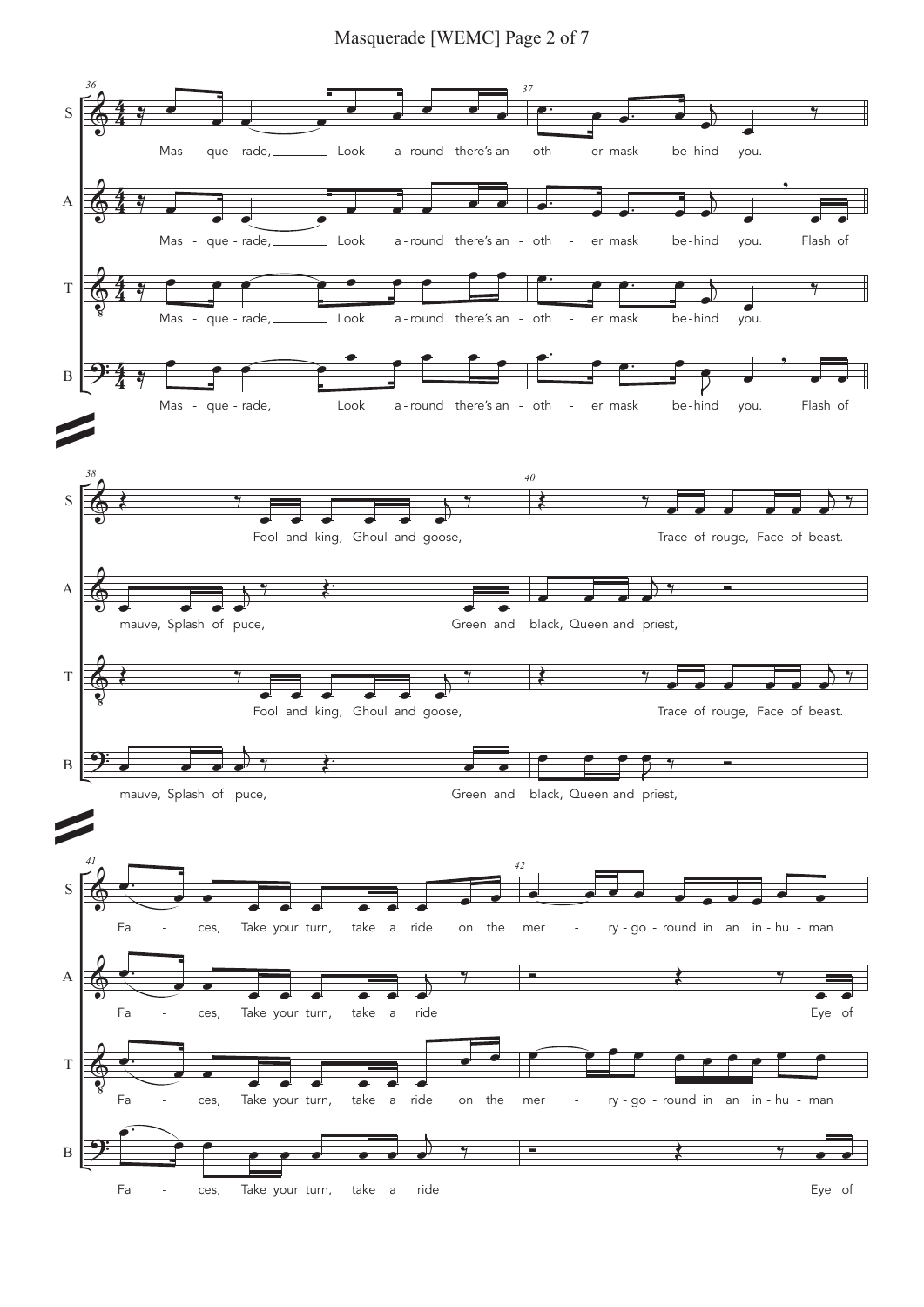**36**

S: Mas - que - rade, Look a - round there's an - oth - er mask be - hind you.

A: Mas - que - rade, Look a - round there's an - oth - er mask be - hind you. Flash of

T: Mas - que - rade, Look a - round there's an - oth - er mask be - hind you.

B: Mas - que - rade, Look a - round there's an - oth - er mask be - hind you. Flash of

**38**

S: Fool and king, Ghoul and goose, Trace of rouge, Face of beast.

A: mauve, Splash of puce, Green and black, Queen and priest,

T: Fool and king, Ghoul and goose, Trace of rouge, Face of beast.

B: mauve, Splash of puce, Green and black, Queen and priest,

**41**

S: Fa - ces, Take your turn, take a ride on the mer - ry - go - round in an in - hu - man

A: Fa - ces, Take your turn, take a ride Eye of

T: Fa - ces, Take your turn, take a ride on the mer - ry - go - round in an in - hu - man

B: Fa - ces, Take your turn, take a ride Eye of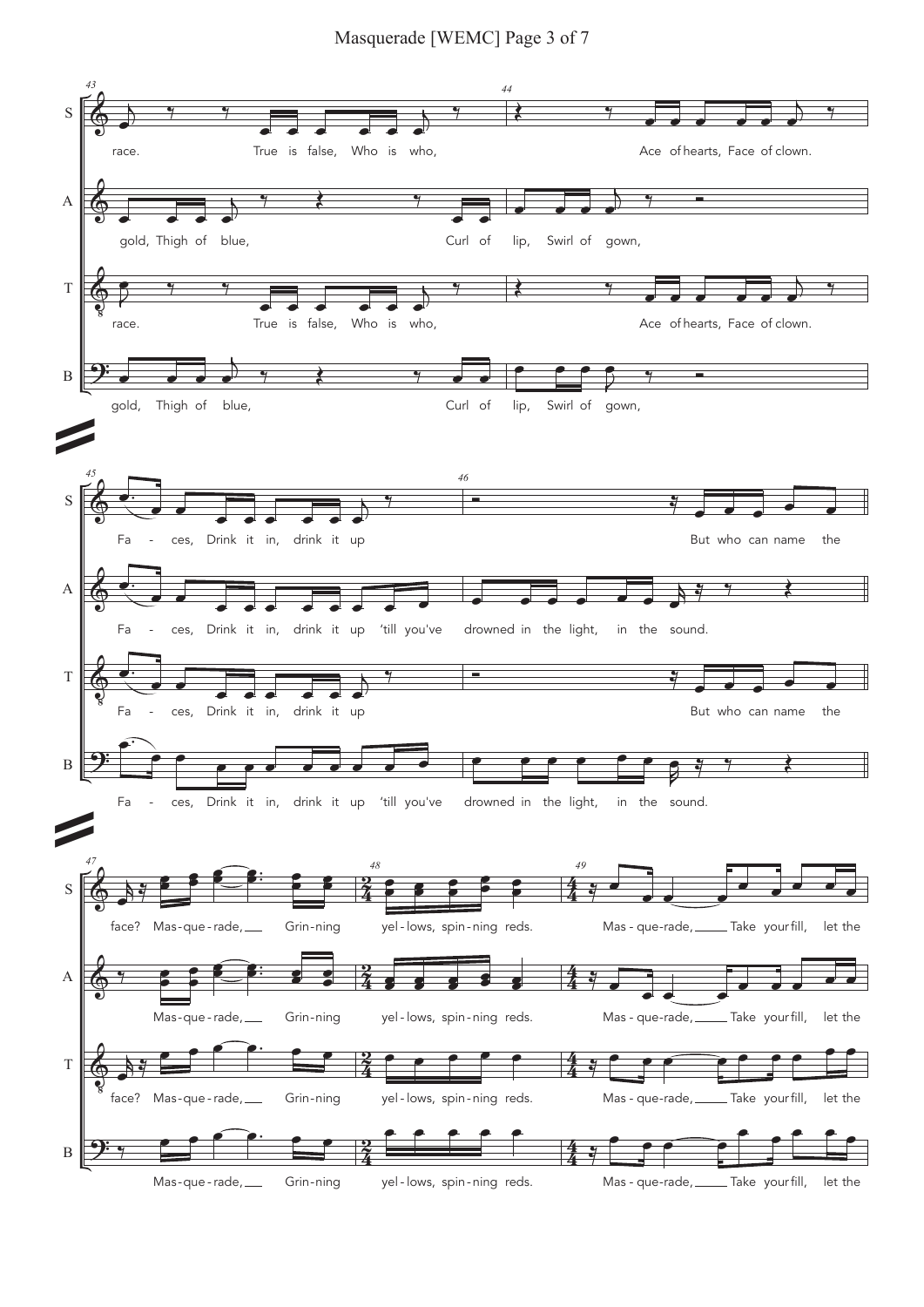**S:** race. True is false, Who is who, Ace of hearts, Face of clown.

**A:** gold, Thigh of blue, Curl of lip, Swirl of gown,

**T:** race. True is false, Who is who, Ace of hearts, Face of clown.

**B:** gold, Thigh of blue, Curl of lip, Swirl of gown,

**S:** Fa - ces, Drink it in, drink it up But who can name the

**A:** Fa - ces, Drink it in, drink it up 'till you've drowned in the light, in the sound.

**T:** Fa - ces, Drink it in, drink it up But who can name the

**B:** Fa - ces, Drink it in, drink it up 'till you've drowned in the light, in the sound.

**S:** face? Mas-que-rade, Grin-ning yel-lows, spin-ning reds. Mas - que-rade, Take your fill, let the

**A:** Mas-que-rade, Grin-ning yel-lows, spin-ning reds. Mas - que-rade, Take your fill, let the

**T:** face? Mas-que-rade, Grin-ning yel-lows, spin-ning reds. Mas - que-rade, Take your fill, let the

**B:** Mas-que-rade, Grin-ning yel-lows, spin-ning reds. Mas - que-rade, Take your fill, let the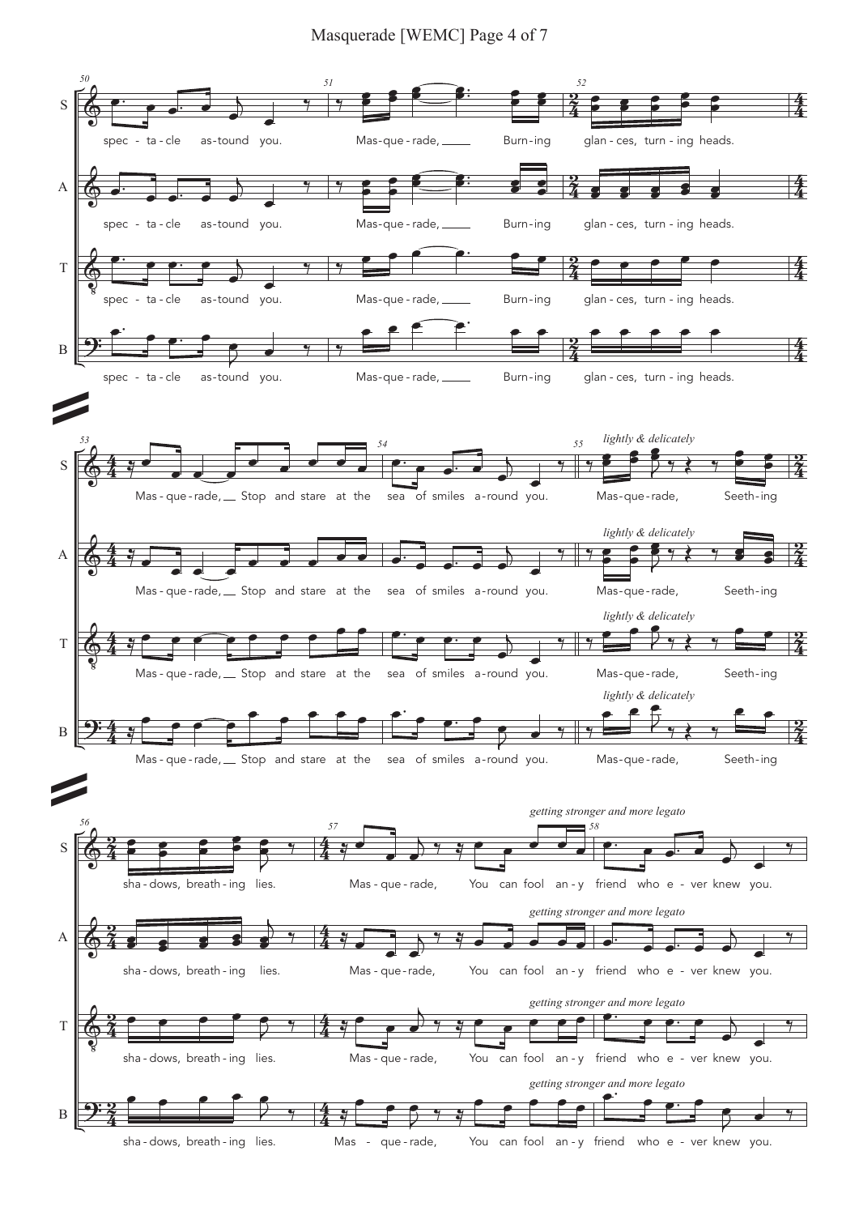S, A, T, B

50 spec - ta - cle as-tound you. 51 Mas-que - rade, ___ Burn-ing 52 glan - ces, turn - ing heads.

53 Mas - que - rade, __ Stop and stare at the 54 sea of smiles a - round you. 55 *lightly & delicately* Mas-que - rade, Seeth-ing

56 sha - dows, breath - ing lies. 57 Mas - que - rade, You can fool *getting stronger and more legato* an - y 58 friend who e - ver knew you.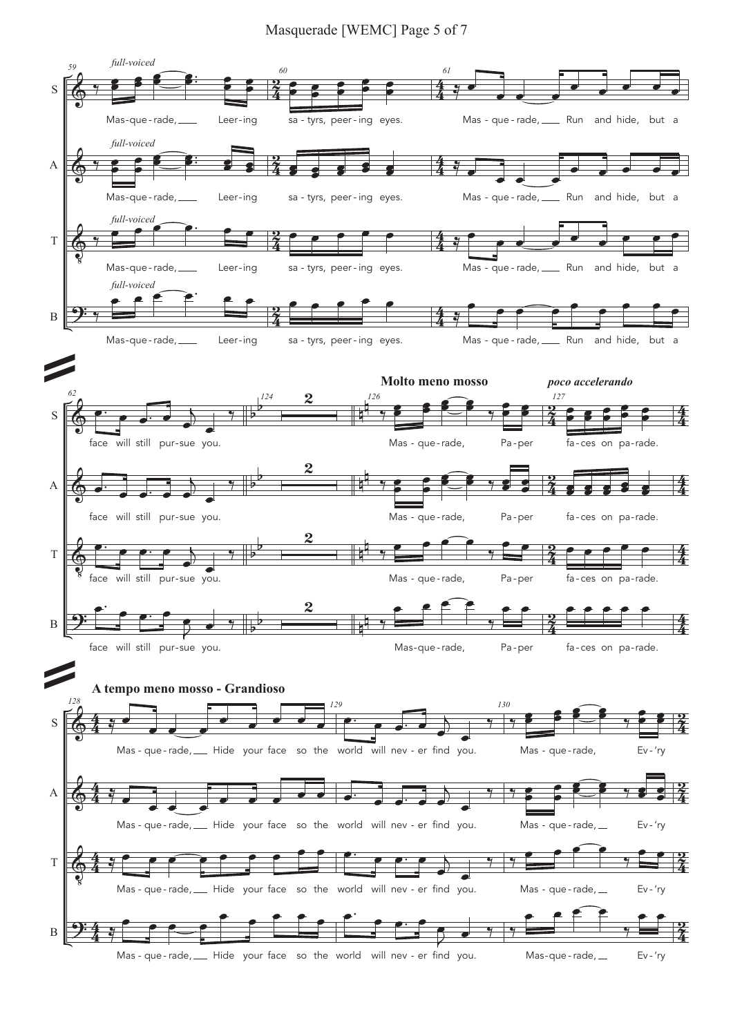*full-voiced*

Mas-que-rade, Leer-ing sa-tyrs, peer-ing eyes. Mas-que-rade, Run and hide, but a face will still pur-sue you.

**Molto meno mosso**

Mas-que-rade, Pa-per

*poco accelerando*

fa-ces on pa-rade.

**A tempo meno mosso - Grandioso**

Mas-que-rade, Hide your face so the world will nev-er find you. Mas-que-rade, Ev-'ry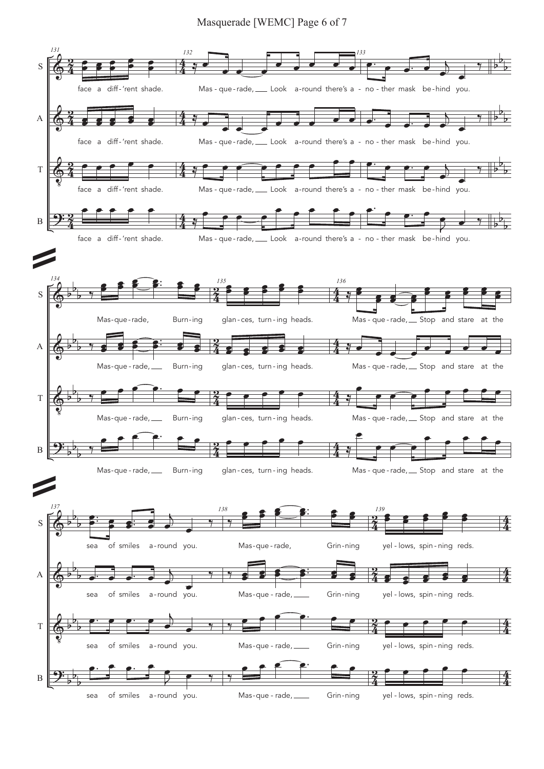face a diff-'rent shade. Mas-que-rade, Look a-round there's a-no-ther mask be-hind you.

Mas-que-rade, Burn-ing glan-ces, turn-ing heads. Mas-que-rade, Stop and stare at the

sea of smiles a-round you. Mas-que-rade, Grin-ning yel-lows, spin-ning reds.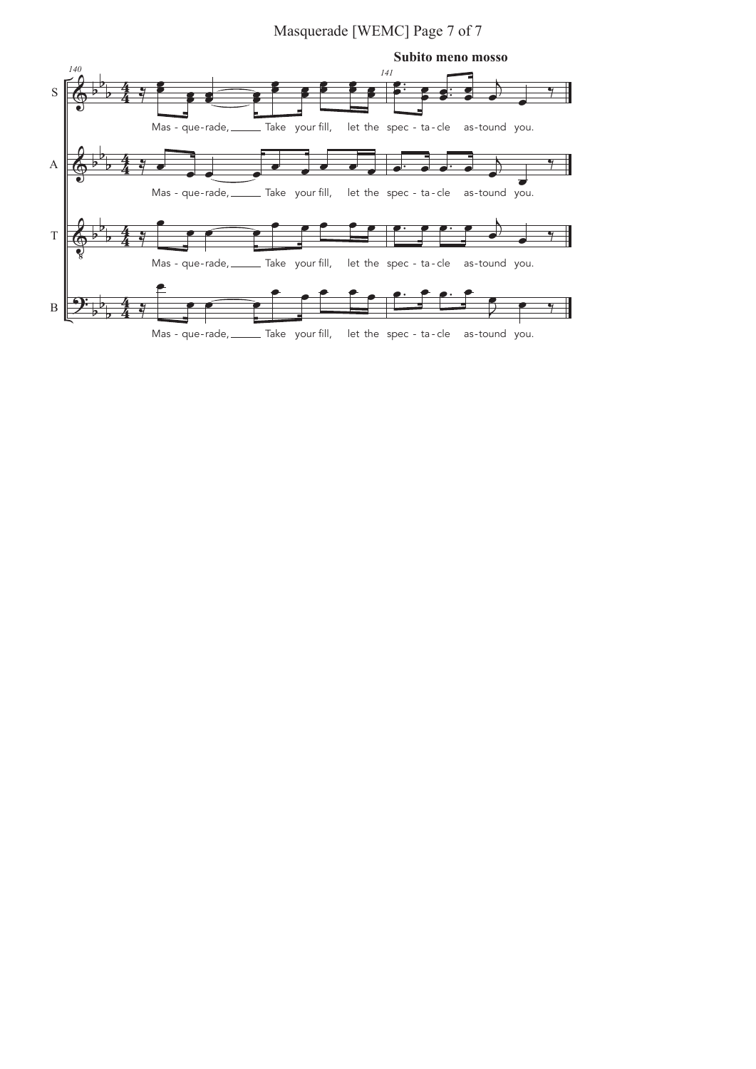**Subito meno mosso**

Mas - que-rade, Take your fill, let the spec - ta-cle as-tound you.

Mas - que-rade, Take your fill, let the spec - ta-cle as-tound you.

Mas - que-rade, Take your fill, let the spec - ta-cle as-tound you.

Mas - que-rade, Take your fill, let the spec - ta-cle as-tound you.